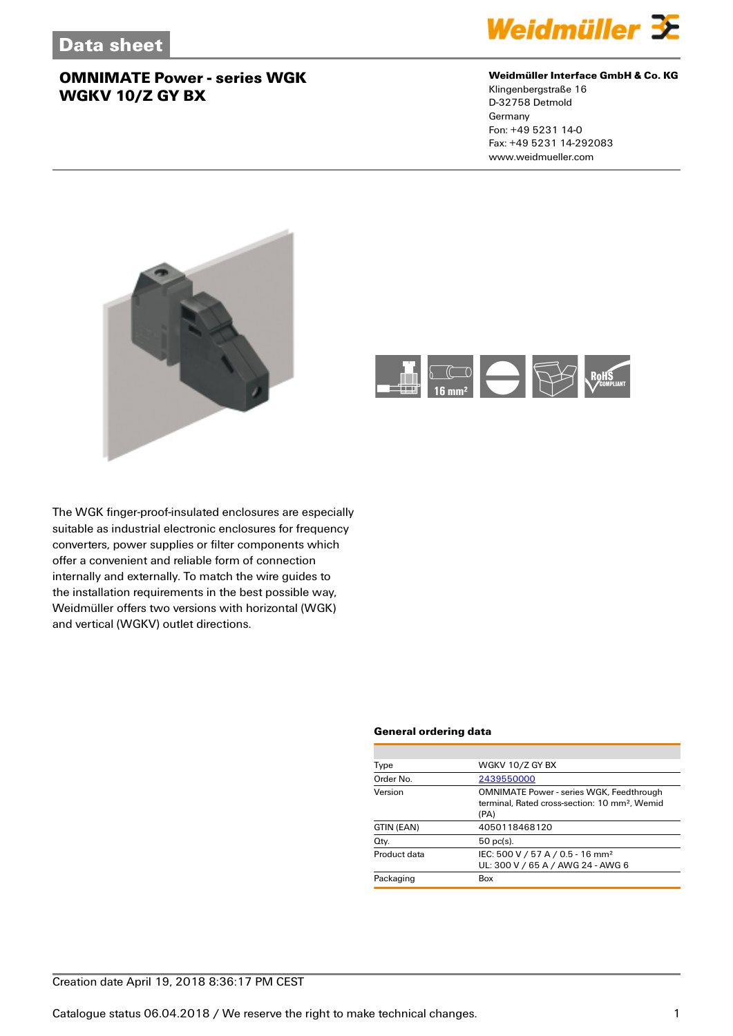# OMNIMATE Power - series WGK
# WGKV 10/Z GY BX

**Weidmüller Interface GmbH & Co. KG**
Klingenbergstraße 16
D-32758 Detmold
Germany
Fon: +49 5231 14-0
Fax: +49 5231 14-292083
www.weidmueller.com

The WGK finger-proof-insulated enclosures are especially suitable as industrial electronic enclosures for frequency converters, power supplies or filter components which offer a convenient and reliable form of connection internally and externally. To match the wire guides to the installation requirements in the best possible way, Weidmüller offers two versions with horizontal (WGK) and vertical (WGKV) outlet directions.

### General ordering data

| | |
|---|---|
| Type | WGKV 10/Z GY BX |
| Order No. | 2439550000 |
| Version | OMNIMATE Power - series WGK, Feedthrough terminal, Rated cross-section: 10 mm², Wemid (PA) |
| GTIN (EAN) | 4050118468120 |
| Qty. | 50 pc(s). |
| Product data | IEC: 500 V / 57 A / 0.5 - 16 mm²<br>UL: 300 V / 65 A / AWG 24 - AWG 6 |
| Packaging | Box |

Creation date April 19, 2018 8:36:17 PM CEST

Catalogue status 06.04.2018 / We reserve the right to make technical changes.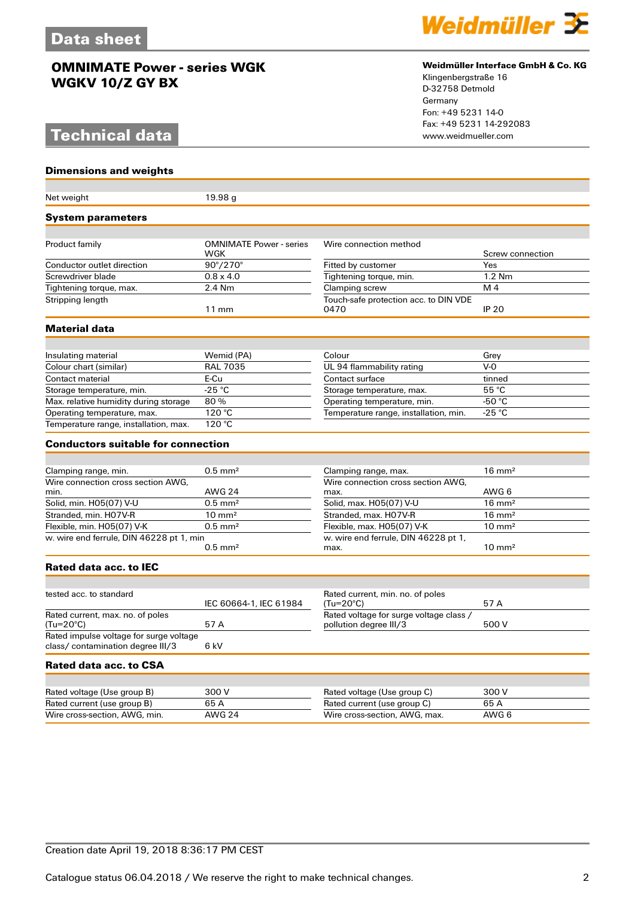# Data sheet

## OMNIMATE Power - series WGK
## WGKV 10/Z GY BX

**Weidmüller Interface GmbH & Co. KG**
Klingenbergstraße 16
D-32758 Detmold
Germany
Fon: +49 5231 14-0
Fax: +49 5231 14-292083
www.weidmueller.com

# Technical data

### Dimensions and weights

| | |
|---|---|
| Net weight | 19.98 g |

### System parameters

| | | | |
|---|---|---|---|
| Product family | OMNIMATE Power - series WGK | Wire connection method | Screw connection |
| Conductor outlet direction | 90°/270° | Fitted by customer | Yes |
| Screwdriver blade | 0.8 x 4.0 | Tightening torque, min. | 1.2 Nm |
| Tightening torque, max. | 2.4 Nm | Clamping screw | M 4 |
| Stripping length | 11 mm | Touch-safe protection acc. to DIN VDE 0470 | IP 20 |

### Material data

| | | | |
|---|---|---|---|
| Insulating material | Wemid (PA) | Colour | Grey |
| Colour chart (similar) | RAL 7035 | UL 94 flammability rating | V-0 |
| Contact material | E-Cu | Contact surface | tinned |
| Storage temperature, min. | -25 °C | Storage temperature, max. | 55 °C |
| Max. relative humidity during storage | 80 % | Operating temperature, min. | -50 °C |
| Operating temperature, max. | 120 °C | Temperature range, installation, min. | -25 °C |
| Temperature range, installation, max. | 120 °C | | |

### Conductors suitable for connection

| | | | |
|---|---|---|---|
| Clamping range, min. | 0.5 mm² | Clamping range, max. | 16 mm² |
| Wire connection cross section AWG, min. | AWG 24 | Wire connection cross section AWG, max. | AWG 6 |
| Solid, min. H05(07) V-U | 0.5 mm² | Solid, max. H05(07) V-U | 16 mm² |
| Stranded, min. H07V-R | 10 mm² | Stranded, max. H07V-R | 16 mm² |
| Flexible, min. H05(07) V-K | 0.5 mm² | Flexible, max. H05(07) V-K | 10 mm² |
| w. wire end ferrule, DIN 46228 pt 1, min | 0.5 mm² | w. wire end ferrule, DIN 46228 pt 1, max. | 10 mm² |

### Rated data acc. to IEC

| | | | |
|---|---|---|---|
| tested acc. to standard | IEC 60664-1, IEC 61984 | Rated current, min. no. of poles (Tu=20°C) | 57 A |
| Rated current, max. no. of poles (Tu=20°C) | 57 A | Rated voltage for surge voltage class / pollution degree III/3 | 500 V |
| Rated impulse voltage for surge voltage class/ contamination degree III/3 | 6 kV | | |

### Rated data acc. to CSA

| | | | |
|---|---|---|---|
| Rated voltage (Use group B) | 300 V | Rated voltage (Use group C) | 300 V |
| Rated current (use group B) | 65 A | Rated current (use group C) | 65 A |
| Wire cross-section, AWG, min. | AWG 24 | Wire cross-section, AWG, max. | AWG 6 |

Creation date April 19, 2018 8:36:17 PM CEST

Catalogue status 06.04.2018 / We reserve the right to make technical changes.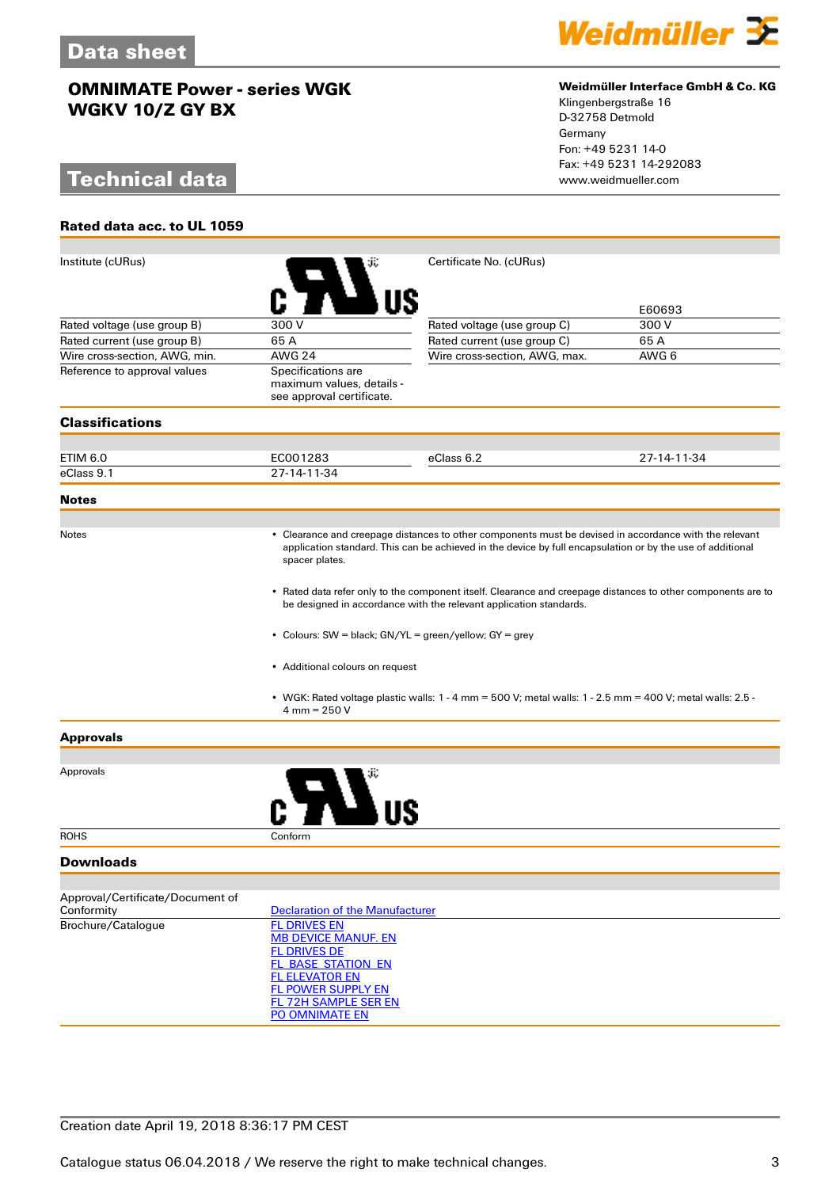## Technical data

### Rated data acc. to UL 1059

| | | | |
|---|---|---|---|
| Institute (cURus) | | Certificate No. (cURus) | E60693 |
| Rated voltage (use group B) | 300 V | Rated voltage (use group C) | 300 V |
| Rated current (use group B) | 65 A | Rated current (use group C) | 65 A |
| Wire cross-section, AWG, min. | AWG 24 | Wire cross-section, AWG, max. | AWG 6 |
| Reference to approval values | Specifications are maximum values, details - see approval certificate. | | |

### Classifications

| | | | |
|---|---|---|---|
| ETIM 6.0 | EC001283 | eClass 6.2 | 27-14-11-34 |
| eClass 9.1 | 27-14-11-34 | | |

### Notes

Notes

- Clearance and creepage distances to other components must be devised in accordance with the relevant application standard. This can be achieved in the device by full encapsulation or by the use of additional spacer plates.
- Rated data refer only to the component itself. Clearance and creepage distances to other components are to be designed in accordance with the relevant application standards.
- Colours: SW = black; GN/YL = green/yellow; GY = grey
- Additional colours on request
- WGK: Rated voltage plastic walls: 1 - 4 mm = 500 V; metal walls: 1 - 2.5 mm = 400 V; metal walls: 2.5 - 4 mm = 250 V

### Approvals

| | |
|---|---|
| Approvals | |
| ROHS | Conform |

### Downloads

| | |
|---|---|
| Approval/Certificate/Document of Conformity | Declaration of the Manufacturer |
| Brochure/Catalogue | FL DRIVES EN<br>MB DEVICE MANUF. EN<br>FL DRIVES DE<br>FL_BASE_STATION_EN<br>FL ELEVATOR EN<br>FL POWER SUPPLY EN<br>FL 72H SAMPLE SER EN<br>PO OMNIMATE EN |

Creation date April 19, 2018 8:36:17 PM CEST

Catalogue status 06.04.2018 / We reserve the right to make technical changes.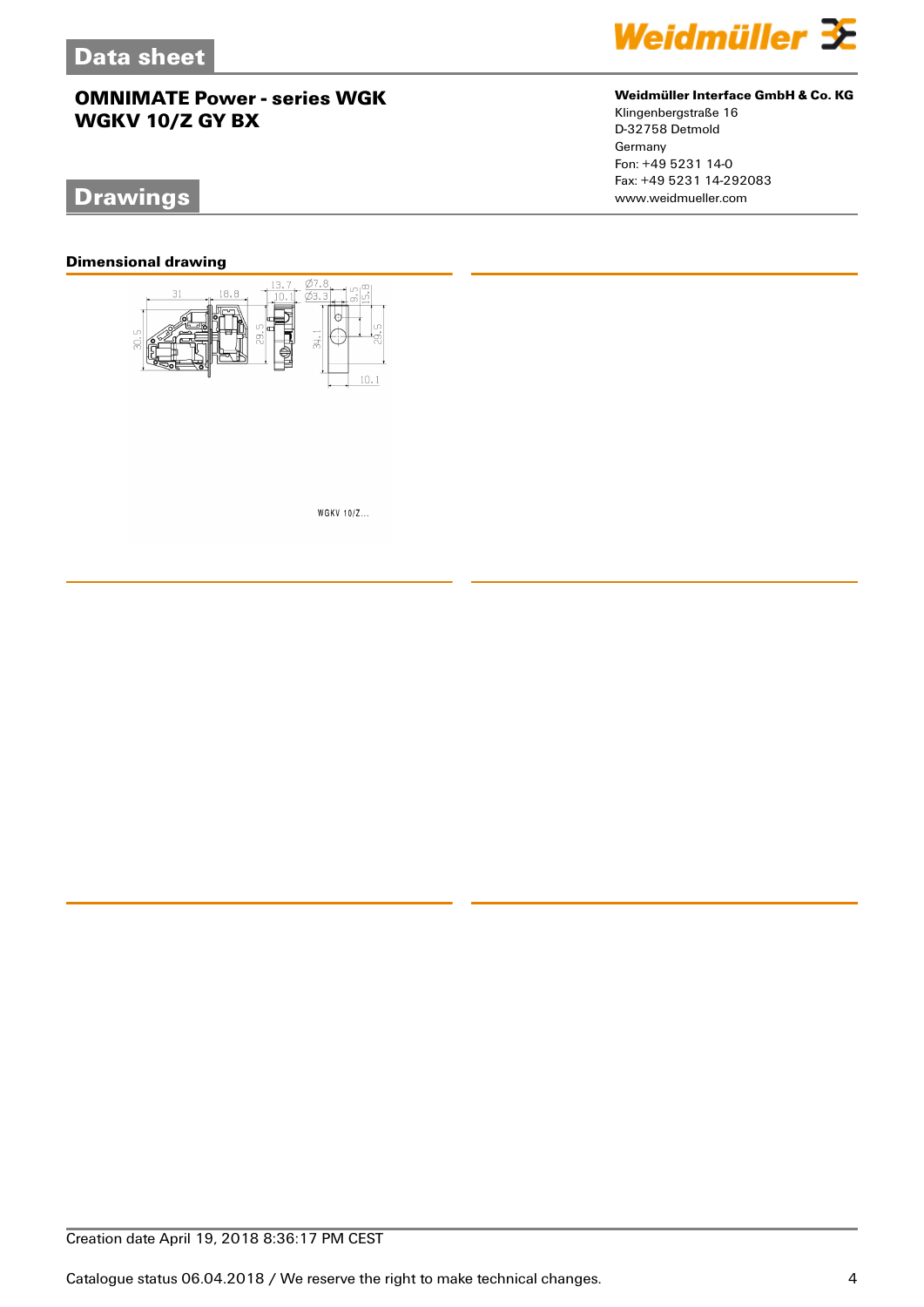## Data sheet

**OMNIMATE Power - series WGK**
**WGKV 10/Z GY BX**

**Weidmüller Interface GmbH & Co. KG**
Klingenbergstraße 16
D-32758 Detmold
Germany
Fon: +49 5231 14-0
Fax: +49 5231 14-292083
www.weidmueller.com

## Drawings

### Dimensional drawing

31
18.8
13.7
10.1
Ø7.8
Ø3.3
9.5
15.8
30.5
29.5
34.1
29.5
10.1

WGKV 10/Z...

Creation date April 19, 2018 8:36:17 PM CEST

Catalogue status 06.04.2018 / We reserve the right to make technical changes.